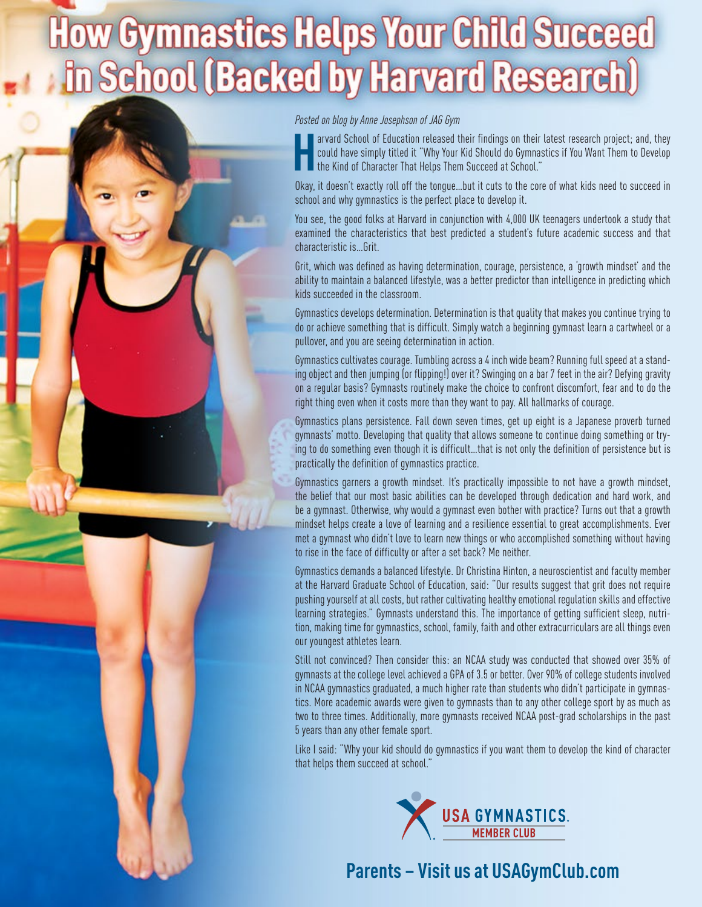# How Gymnastics Helps Your Child Succeed in School (Backed by Harvard Research)

*Posted on blog by Anne Josephson of JAG Gym*

Harvard School of Education released their findings on their latest research project; and, they could have simply titled it "Why Your Kid Should do Gymnastics if You Want Them to Develop the Kind of Character That Helps Them Succeed at School."

Okay, it doesn't exactly roll off the tongue...but it cuts to the core of what kids need to succeed in school and why gymnastics is the perfect place to develop it.

You see, the good folks at Harvard in conjunction with 4,000 UK teenagers undertook a study that examined the characteristics that best predicted a student's future academic success and that characteristic is...Grit.

Grit, which was defined as having determination, courage, persistence, a 'growth mindset' and the ability to maintain a balanced lifestyle, was a better predictor than intelligence in predicting which kids succeeded in the classroom.

Gymnastics develops determination. Determination is that quality that makes you continue trying to do or achieve something that is difficult. Simply watch a beginning gymnast learn a cartwheel or a pullover, and you are seeing determination in action.

Gymnastics cultivates courage. Tumbling across a 4 inch wide beam? Running full speed at a standing object and then jumping (or flipping!) over it? Swinging on a bar 7 feet in the air? Defying gravity on a regular basis? Gymnasts routinely make the choice to confront discomfort, fear and to do the right thing even when it costs more than they want to pay. All hallmarks of courage.

Gymnastics plans persistence. Fall down seven times, get up eight is a Japanese proverb turned gymnasts' motto. Developing that quality that allows someone to continue doing something or trying to do something even though it is difficult...that is not only the definition of persistence but is practically the definition of gymnastics practice.

Gymnastics garners a growth mindset. It's practically impossible to not have a growth mindset, the belief that our most basic abilities can be developed through dedication and hard work, and be a gymnast. Otherwise, why would a gymnast even bother with practice? Turns out that a growth mindset helps create a love of learning and a resilience essential to great accomplishments. Ever met a gymnast who didn't love to learn new things or who accomplished something without having to rise in the face of difficulty or after a set back? Me neither.

Gymnastics demands a balanced lifestyle. Dr Christina Hinton, a neuroscientist and faculty member at the Harvard Graduate School of Education, said: "Our results suggest that grit does not require pushing yourself at all costs, but rather cultivating healthy emotional regulation skills and effective learning strategies." Gymnasts understand this. The importance of getting sufficient sleep, nutrition, making time for gymnastics, school, family, faith and other extracurriculars are all things even our youngest athletes learn.

Still not convinced? Then consider this: an NCAA study was conducted that showed over 35% of gymnasts at the college level achieved a GPA of 3.5 or better. Over 90% of college students involved in NCAA gymnastics graduated, a much higher rate than students who didn't participate in gymnastics. More academic awards were given to gymnasts than to any other college sport by as much as two to three times. Additionally, more gymnasts received NCAA post-grad scholarships in the past 5 years than any other female sport.

Like I said: "Why your kid should do gymnastics if you want them to develop the kind of character that helps them succeed at school."

USA GYMNASTICS. MEMBER CLUB

**Parents – Visit us at USAGymClub.com**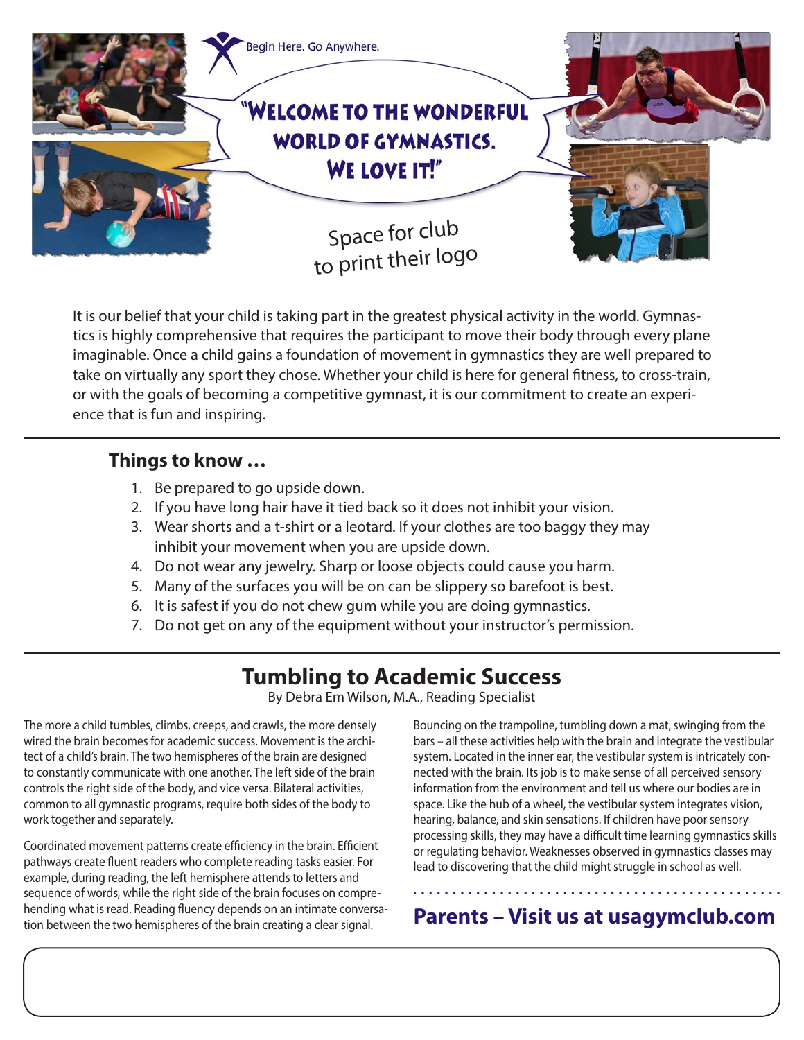Begin Here. Go Anywhere.

# "Welcome to the wonderful world of gymnastics. We love it!"

Space for club to print their logo

It is our belief that your child is taking part in the greatest physical activity in the world. Gymnastics is highly comprehensive that requires the participant to move their body through every plane imaginable. Once a child gains a foundation of movement in gymnastics they are well prepared to take on virtually any sport they chose. Whether your child is here for general fitness, to cross-train, or with the goals of becoming a competitive gymnast, it is our commitment to create an experience that is fun and inspiring.

### Things to know …

1. Be prepared to go upside down.
2. If you have long hair have it tied back so it does not inhibit your vision.
3. Wear shorts and a t-shirt or a leotard. If your clothes are too baggy they may inhibit your movement when you are upside down.
4. Do not wear any jewelry. Sharp or loose objects could cause you harm.
5. Many of the surfaces you will be on can be slippery so barefoot is best.
6. It is safest if you do not chew gum while you are doing gymnastics.
7. Do not get on any of the equipment without your instructor's permission.

## Tumbling to Academic Success

By Debra Em Wilson, M.A., Reading Specialist

The more a child tumbles, climbs, creeps, and crawls, the more densely wired the brain becomes for academic success. Movement is the architect of a child's brain. The two hemispheres of the brain are designed to constantly communicate with one another. The left side of the brain controls the right side of the body, and vice versa. Bilateral activities, common to all gymnastic programs, require both sides of the body to work together and separately.

Coordinated movement patterns create efficiency in the brain. Efficient pathways create fluent readers who complete reading tasks easier. For example, during reading, the left hemisphere attends to letters and sequence of words, while the right side of the brain focuses on comprehending what is read. Reading fluency depends on an intimate conversation between the two hemispheres of the brain creating a clear signal.

Bouncing on the trampoline, tumbling down a mat, swinging from the bars – all these activities help with the brain and integrate the vestibular system. Located in the inner ear, the vestibular system is intricately connected with the brain. Its job is to make sense of all perceived sensory information from the environment and tell us where our bodies are in space. Like the hub of a wheel, the vestibular system integrates vision, hearing, balance, and skin sensations. If children have poor sensory processing skills, they may have a difficult time learning gymnastics skills or regulating behavior. Weaknesses observed in gymnastics classes may lead to discovering that the child might struggle in school as well.

**Parents – Visit us at usagymclub.com**